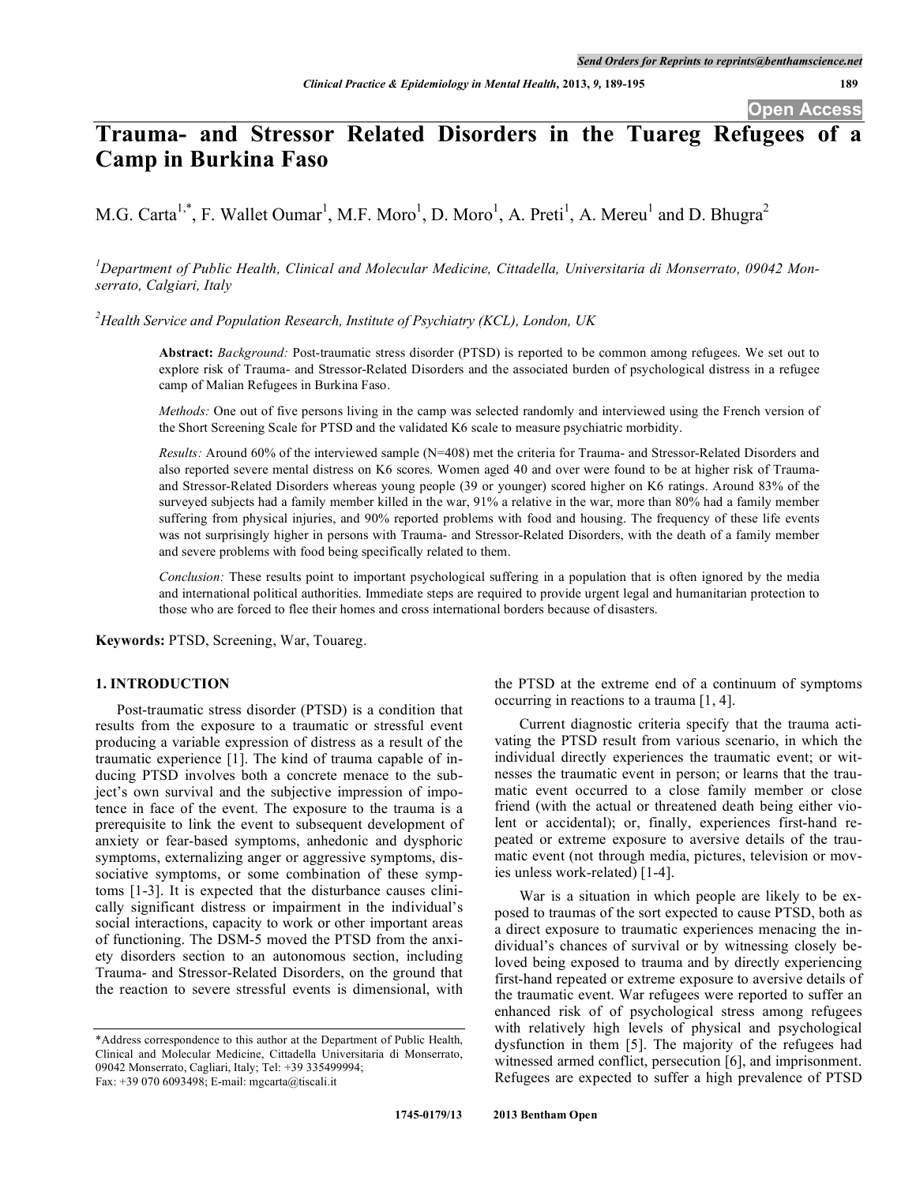# Trauma- and Stressor Related Disorders in the Tuareg Refugees of a Camp in Burkina Faso

M.G. Carta[1,*], F. Wallet Oumar[1], M.F. Moro[1], D. Moro[1], A. Preti[1], A. Mereu[1] and D. Bhugra[2]

[1]*Department of Public Health, Clinical and Molecular Medicine, Cittadella, Universitaria di Monserrato, 09042 Monserrato, Calgiari, Italy*

[2]*Health Service and Population Research, Institute of Psychiatry (KCL), London, UK*

**Abstract:** *Background:* Post-traumatic stress disorder (PTSD) is reported to be common among refugees. We set out to explore risk of Trauma- and Stressor-Related Disorders and the associated burden of psychological distress in a refugee camp of Malian Refugees in Burkina Faso.

*Methods:* One out of five persons living in the camp was selected randomly and interviewed using the French version of the Short Screening Scale for PTSD and the validated K6 scale to measure psychiatric morbidity.

*Results:* Around 60% of the interviewed sample (N=408) met the criteria for Trauma- and Stressor-Related Disorders and also reported severe mental distress on K6 scores. Women aged 40 and over were found to be at higher risk of Trauma- and Stressor-Related Disorders whereas young people (39 or younger) scored higher on K6 ratings. Around 83% of the surveyed subjects had a family member killed in the war, 91% a relative in the war, more than 80% had a family member suffering from physical injuries, and 90% reported problems with food and housing. The frequency of these life events was not surprisingly higher in persons with Trauma- and Stressor-Related Disorders, with the death of a family member and severe problems with food being specifically related to them.

*Conclusion:* These results point to important psychological suffering in a population that is often ignored by the media and international political authorities. Immediate steps are required to provide urgent legal and humanitarian protection to those who are forced to flee their homes and cross international borders because of disasters.

**Keywords:** PTSD, Screening, War, Touareg.

## 1. INTRODUCTION

Post-traumatic stress disorder (PTSD) is a condition that results from the exposure to a traumatic or stressful event producing a variable expression of distress as a result of the traumatic experience [1]. The kind of trauma capable of inducing PTSD involves both a concrete menace to the subject's own survival and the subjective impression of impotence in face of the event. The exposure to the trauma is a prerequisite to link the event to subsequent development of anxiety or fear-based symptoms, anhedonic and dysphoric symptoms, externalizing anger or aggressive symptoms, dissociative symptoms, or some combination of these symptoms [1-3]. It is expected that the disturbance causes clinically significant distress or impairment in the individual's social interactions, capacity to work or other important areas of functioning. The DSM-5 moved the PTSD from the anxiety disorders section to an autonomous section, including Trauma- and Stressor-Related Disorders, on the ground that the reaction to severe stressful events is dimensional, with the PTSD at the extreme end of a continuum of symptoms occurring in reactions to a trauma [1, 4].

Current diagnostic criteria specify that the trauma activating the PTSD result from various scenario, in which the individual directly experiences the traumatic event; or witnesses the traumatic event in person; or learns that the traumatic event occurred to a close family member or close friend (with the actual or threatened death being either violent or accidental); or, finally, experiences first-hand repeated or extreme exposure to aversive details of the traumatic event (not through media, pictures, television or movies unless work-related) [1-4].

War is a situation in which people are likely to be exposed to traumas of the sort expected to cause PTSD, both as a direct exposure to traumatic experiences menacing the individual's chances of survival or by witnessing closely beloved being exposed to trauma and by directly experiencing first-hand repeated or extreme exposure to aversive details of the traumatic event. War refugees were reported to suffer an enhanced risk of of psychological stress among refugees with relatively high levels of physical and psychological dysfunction in them [5]. The majority of the refugees had witnessed armed conflict, persecution [6], and imprisonment. Refugees are expected to suffer a high prevalence of PTSD

\*Address correspondence to this author at the Department of Public Health, Clinical and Molecular Medicine, Cittadella Universitaria di Monserrato, 09042 Monserrato, Cagliari, Italy; Tel: +39 335499994; Fax: +39 070 6093498; E-mail: mgcarta@tiscali.it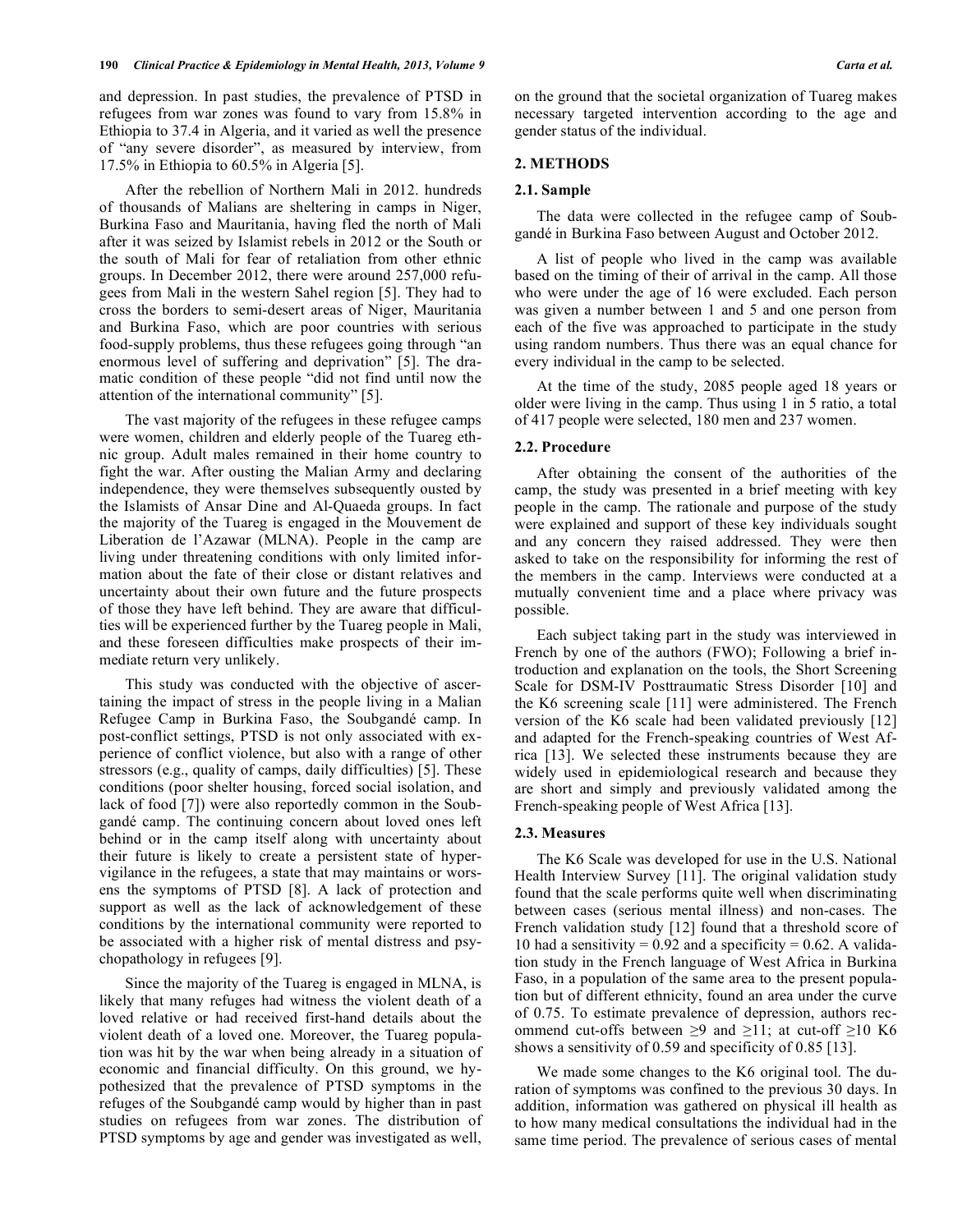and depression. In past studies, the prevalence of PTSD in refugees from war zones was found to vary from 15.8% in Ethiopia to 37.4 in Algeria, and it varied as well the presence of "any severe disorder", as measured by interview, from 17.5% in Ethiopia to 60.5% in Algeria [5].

After the rebellion of Northern Mali in 2012. hundreds of thousands of Malians are sheltering in camps in Niger, Burkina Faso and Mauritania, having fled the north of Mali after it was seized by Islamist rebels in 2012 or the South or the south of Mali for fear of retaliation from other ethnic groups. In December 2012, there were around 257,000 refugees from Mali in the western Sahel region [5]. They had to cross the borders to semi-desert areas of Niger, Mauritania and Burkina Faso, which are poor countries with serious food-supply problems, thus these refugees going through "an enormous level of suffering and deprivation" [5]. The dramatic condition of these people "did not find until now the attention of the international community" [5].

The vast majority of the refugees in these refugee camps were women, children and elderly people of the Tuareg ethnic group. Adult males remained in their home country to fight the war. After ousting the Malian Army and declaring independence, they were themselves subsequently ousted by the Islamists of Ansar Dine and Al-Quaeda groups. In fact the majority of the Tuareg is engaged in the Mouvement de Liberation de l'Azawar (MLNA). People in the camp are living under threatening conditions with only limited information about the fate of their close or distant relatives and uncertainty about their own future and the future prospects of those they have left behind. They are aware that difficulties will be experienced further by the Tuareg people in Mali, and these foreseen difficulties make prospects of their immediate return very unlikely.

This study was conducted with the objective of ascertaining the impact of stress in the people living in a Malian Refugee Camp in Burkina Faso, the Soubgandé camp. In post-conflict settings, PTSD is not only associated with experience of conflict violence, but also with a range of other stressors (e.g., quality of camps, daily difficulties) [5]. These conditions (poor shelter housing, forced social isolation, and lack of food [7]) were also reportedly common in the Soubgandé camp. The continuing concern about loved ones left behind or in the camp itself along with uncertainty about their future is likely to create a persistent state of hypervigilance in the refugees, a state that may maintains or worsens the symptoms of PTSD [8]. A lack of protection and support as well as the lack of acknowledgement of these conditions by the international community were reported to be associated with a higher risk of mental distress and psychopathology in refugees [9].

Since the majority of the Tuareg is engaged in MLNA, is likely that many refuges had witness the violent death of a loved relative or had received first-hand details about the violent death of a loved one. Moreover, the Tuareg population was hit by the war when being already in a situation of economic and financial difficulty. On this ground, we hypothesized that the prevalence of PTSD symptoms in the refuges of the Soubgandé camp would by higher than in past studies on refugees from war zones. The distribution of PTSD symptoms by age and gender was investigated as well, on the ground that the societal organization of Tuareg makes necessary targeted intervention according to the age and gender status of the individual.

## 2. METHODS

### 2.1. Sample

The data were collected in the refugee camp of Soubgandé in Burkina Faso between August and October 2012.

A list of people who lived in the camp was available based on the timing of their of arrival in the camp. All those who were under the age of 16 were excluded. Each person was given a number between 1 and 5 and one person from each of the five was approached to participate in the study using random numbers. Thus there was an equal chance for every individual in the camp to be selected.

At the time of the study, 2085 people aged 18 years or older were living in the camp. Thus using 1 in 5 ratio, a total of 417 people were selected, 180 men and 237 women.

### 2.2. Procedure

After obtaining the consent of the authorities of the camp, the study was presented in a brief meeting with key people in the camp. The rationale and purpose of the study were explained and support of these key individuals sought and any concern they raised addressed. They were then asked to take on the responsibility for informing the rest of the members in the camp. Interviews were conducted at a mutually convenient time and a place where privacy was possible.

Each subject taking part in the study was interviewed in French by one of the authors (FWO); Following a brief introduction and explanation on the tools, the Short Screening Scale for DSM-IV Posttraumatic Stress Disorder [10] and the K6 screening scale [11] were administered. The French version of the K6 scale had been validated previously [12] and adapted for the French-speaking countries of West Africa [13]. We selected these instruments because they are widely used in epidemiological research and because they are short and simply and previously validated among the French-speaking people of West Africa [13].

### 2.3. Measures

The K6 Scale was developed for use in the U.S. National Health Interview Survey [11]. The original validation study found that the scale performs quite well when discriminating between cases (serious mental illness) and non-cases. The French validation study [12] found that a threshold score of 10 had a sensitivity = 0.92 and a specificity = 0.62. A validation study in the French language of West Africa in Burkina Faso, in a population of the same area to the present population but of different ethnicity, found an area under the curve of 0.75. To estimate prevalence of depression, authors recommend cut-offs between ≥9 and ≥11; at cut-off ≥10 K6 shows a sensitivity of 0.59 and specificity of 0.85 [13].

We made some changes to the K6 original tool. The duration of symptoms was confined to the previous 30 days. In addition, information was gathered on physical ill health as to how many medical consultations the individual had in the same time period. The prevalence of serious cases of mental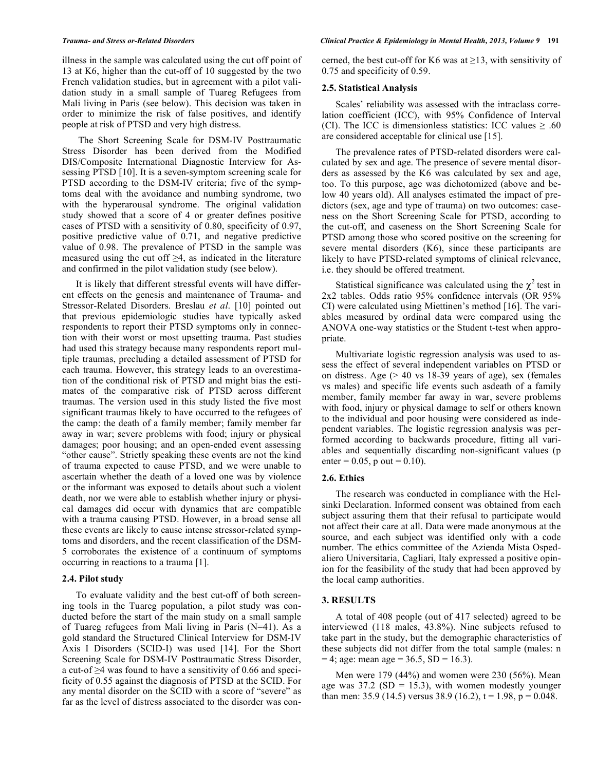illness in the sample was calculated using the cut off point of 13 at K6, higher than the cut-off of 10 suggested by the two French validation studies, but in agreement with a pilot validation study in a small sample of Tuareg Refugees from Mali living in Paris (see below). This decision was taken in order to minimize the risk of false positives, and identify people at risk of PTSD and very high distress.

The Short Screening Scale for DSM-IV Posttraumatic Stress Disorder has been derived from the Modified DIS/Composite International Diagnostic Interview for Assessing PTSD [10]. It is a seven-symptom screening scale for PTSD according to the DSM-IV criteria; five of the symptoms deal with the avoidance and numbing syndrome, two with the hyperarousal syndrome. The original validation study showed that a score of 4 or greater defines positive cases of PTSD with a sensitivity of 0.80, specificity of 0.97, positive predictive value of 0.71, and negative predictive value of 0.98. The prevalence of PTSD in the sample was measured using the cut off ≥4, as indicated in the literature and confirmed in the pilot validation study (see below).

It is likely that different stressful events will have different effects on the genesis and maintenance of Trauma- and Stressor-Related Disorders. Breslau *et al*. [10] pointed out that previous epidemiologic studies have typically asked respondents to report their PTSD symptoms only in connection with their worst or most upsetting trauma. Past studies had used this strategy because many respondents report multiple traumas, precluding a detailed assessment of PTSD for each trauma. However, this strategy leads to an overestimation of the conditional risk of PTSD and might bias the estimates of the comparative risk of PTSD across different traumas. The version used in this study listed the five most significant traumas likely to have occurred to the refugees of the camp: the death of a family member; family member far away in war; severe problems with food; injury or physical damages; poor housing; and an open-ended event assessing "other cause". Strictly speaking these events are not the kind of trauma expected to cause PTSD, and we were unable to ascertain whether the death of a loved one was by violence or the informant was exposed to details about such a violent death, nor we were able to establish whether injury or physical damages did occur with dynamics that are compatible with a trauma causing PTSD. However, in a broad sense all these events are likely to cause intense stressor-related symptoms and disorders, and the recent classification of the DSM-5 corroborates the existence of a continuum of symptoms occurring in reactions to a trauma [1].

### 2.4. Pilot study

To evaluate validity and the best cut-off of both screening tools in the Tuareg population, a pilot study was conducted before the start of the main study on a small sample of Tuareg refugees from Mali living in Paris (N=41). As a gold standard the Structured Clinical Interview for DSM-IV Axis I Disorders (SCID-I) was used [14]. For the Short Screening Scale for DSM-IV Posttraumatic Stress Disorder, a cut-of ≥4 was found to have a sensitivity of 0.66 and specificity of 0.55 against the diagnosis of PTSD at the SCID. For any mental disorder on the SCID with a score of "severe" as far as the level of distress associated to the disorder was concerned, the best cut-off for K6 was at ≥13, with sensitivity of 0.75 and specificity of 0.59.

### 2.5. Statistical Analysis

Scales' reliability was assessed with the intraclass correlation coefficient (ICC), with 95% Confidence of Interval (CI). The ICC is dimensionless statistics: ICC values ≥ .60 are considered acceptable for clinical use [15].

The prevalence rates of PTSD-related disorders were calculated by sex and age. The presence of severe mental disorders as assessed by the K6 was calculated by sex and age, too. To this purpose, age was dichotomized (above and below 40 years old). All analyses estimated the impact of predictors (sex, age and type of trauma) on two outcomes: caseness on the Short Screening Scale for PTSD, according to the cut-off, and caseness on the Short Screening Scale for PTSD among those who scored positive on the screening for severe mental disorders (K6), since these participants are likely to have PTSD-related symptoms of clinical relevance, i.e. they should be offered treatment.

Statistical significance was calculated using the $\chi^2$ test in 2x2 tables. Odds ratio 95% confidence intervals (OR 95% CI) were calculated using Miettinen's method [16]. The variables measured by ordinal data were compared using the ANOVA one-way statistics or the Student t-test when appropriate.

Multivariate logistic regression analysis was used to assess the effect of several independent variables on PTSD or on distress. Age (> 40 vs 18-39 years of age), sex (females vs males) and specific life events such asdeath of a family member, family member far away in war, severe problems with food, injury or physical damage to self or others known to the individual and poor housing were considered as independent variables. The logistic regression analysis was performed according to backwards procedure, fitting all variables and sequentially discarding non-significant values (p enter = 0.05, p out = 0.10).

### 2.6. Ethics

The research was conducted in compliance with the Helsinki Declaration. Informed consent was obtained from each subject assuring them that their refusal to participate would not affect their care at all. Data were made anonymous at the source, and each subject was identified only with a code number. The ethics committee of the Azienda Mista Ospedaliero Universitaria, Cagliari, Italy expressed a positive opinion for the feasibility of the study that had been approved by the local camp authorities.

## 3. RESULTS

A total of 408 people (out of 417 selected) agreed to be interviewed (118 males, 43.8%). Nine subjects refused to take part in the study, but the demographic characteristics of these subjects did not differ from the total sample (males: n = 4; age: mean age = 36.5, SD = 16.3).

Men were 179 (44%) and women were 230 (56%). Mean age was 37.2 (SD = 15.3), with women modestly younger than men: 35.9 (14.5) versus 38.9 (16.2), t = 1.98, p = 0.048.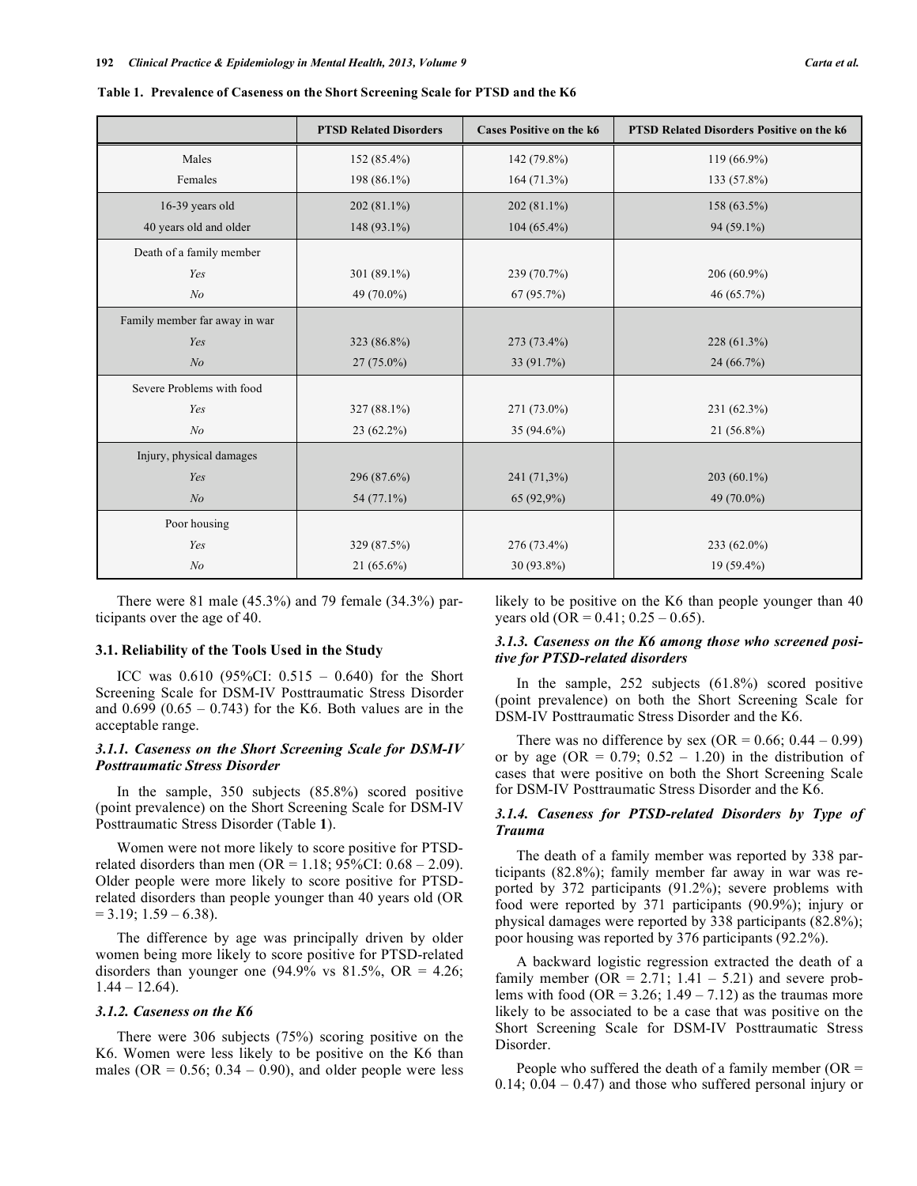**Table 1. Prevalence of Caseness on the Short Screening Scale for PTSD and the K6**

| | PTSD Related Disorders | Cases Positive on the k6 | PTSD Related Disorders Positive on the k6 |
|---|---|---|---|
| Males | 152 (85.4%) | 142 (79.8%) | 119 (66.9%) |
| Females | 198 (86.1%) | 164 (71.3%) | 133 (57.8%) |
| 16-39 years old | 202 (81.1%) | 202 (81.1%) | 158 (63.5%) |
| 40 years old and older | 148 (93.1%) | 104 (65.4%) | 94 (59.1%) |
| Death of a family member | | | |
| *Yes* | 301 (89.1%) | 239 (70.7%) | 206 (60.9%) |
| *No* | 49 (70.0%) | 67 (95.7%) | 46 (65.7%) |
| Family member far away in war | | | |
| *Yes* | 323 (86.8%) | 273 (73.4%) | 228 (61.3%) |
| *No* | 27 (75.0%) | 33 (91.7%) | 24 (66.7%) |
| Severe Problems with food | | | |
| *Yes* | 327 (88.1%) | 271 (73.0%) | 231 (62.3%) |
| *No* | 23 (62.2%) | 35 (94.6%) | 21 (56.8%) |
| Injury, physical damages | | | |
| *Yes* | 296 (87.6%) | 241 (71,3%) | 203 (60.1%) |
| *No* | 54 (77.1%) | 65 (92,9%) | 49 (70.0%) |
| Poor housing | | | |
| *Yes* | 329 (87.5%) | 276 (73.4%) | 233 (62.0%) |
| *No* | 21 (65.6%) | 30 (93.8%) | 19 (59.4%) |

There were 81 male (45.3%) and 79 female (34.3%) participants over the age of 40.

### 3.1. Reliability of the Tools Used in the Study

ICC was 0.610 (95%CI: 0.515 – 0.640) for the Short Screening Scale for DSM-IV Posttraumatic Stress Disorder and 0.699 (0.65 – 0.743) for the K6. Both values are in the acceptable range.

#### *3.1.1. Caseness on the Short Screening Scale for DSM-IV Posttraumatic Stress Disorder*

In the sample, 350 subjects (85.8%) scored positive (point prevalence) on the Short Screening Scale for DSM-IV Posttraumatic Stress Disorder (Table **1**).

Women were not more likely to score positive for PTSD-related disorders than men (OR = 1.18; 95%CI: 0.68 – 2.09). Older people were more likely to score positive for PTSD-related disorders than people younger than 40 years old (OR = 3.19; 1.59 – 6.38).

The difference by age was principally driven by older women being more likely to score positive for PTSD-related disorders than younger one (94.9% vs 81.5%, OR = 4.26; 1.44 – 12.64).

#### *3.1.2. Caseness on the K6*

There were 306 subjects (75%) scoring positive on the K6. Women were less likely to be positive on the K6 than males (OR = 0.56; 0.34 – 0.90), and older people were less likely to be positive on the K6 than people younger than 40 years old (OR = 0.41; 0.25 – 0.65).

#### *3.1.3. Caseness on the K6 among those who screened positive for PTSD-related disorders*

In the sample, 252 subjects (61.8%) scored positive (point prevalence) on both the Short Screening Scale for DSM-IV Posttraumatic Stress Disorder and the K6.

There was no difference by sex (OR = 0.66; 0.44 – 0.99) or by age (OR = 0.79; 0.52 – 1.20) in the distribution of cases that were positive on both the Short Screening Scale for DSM-IV Posttraumatic Stress Disorder and the K6.

#### *3.1.4. Caseness for PTSD-related Disorders by Type of Trauma*

The death of a family member was reported by 338 participants (82.8%); family member far away in war was reported by 372 participants (91.2%); severe problems with food were reported by 371 participants (90.9%); injury or physical damages were reported by 338 participants (82.8%); poor housing was reported by 376 participants (92.2%).

A backward logistic regression extracted the death of a family member (OR = 2.71; 1.41 – 5.21) and severe problems with food (OR = 3.26; 1.49 – 7.12) as the traumas more likely to be associated to be a case that was positive on the Short Screening Scale for DSM-IV Posttraumatic Stress Disorder.

People who suffered the death of a family member (OR = 0.14; 0.04 – 0.47) and those who suffered personal injury or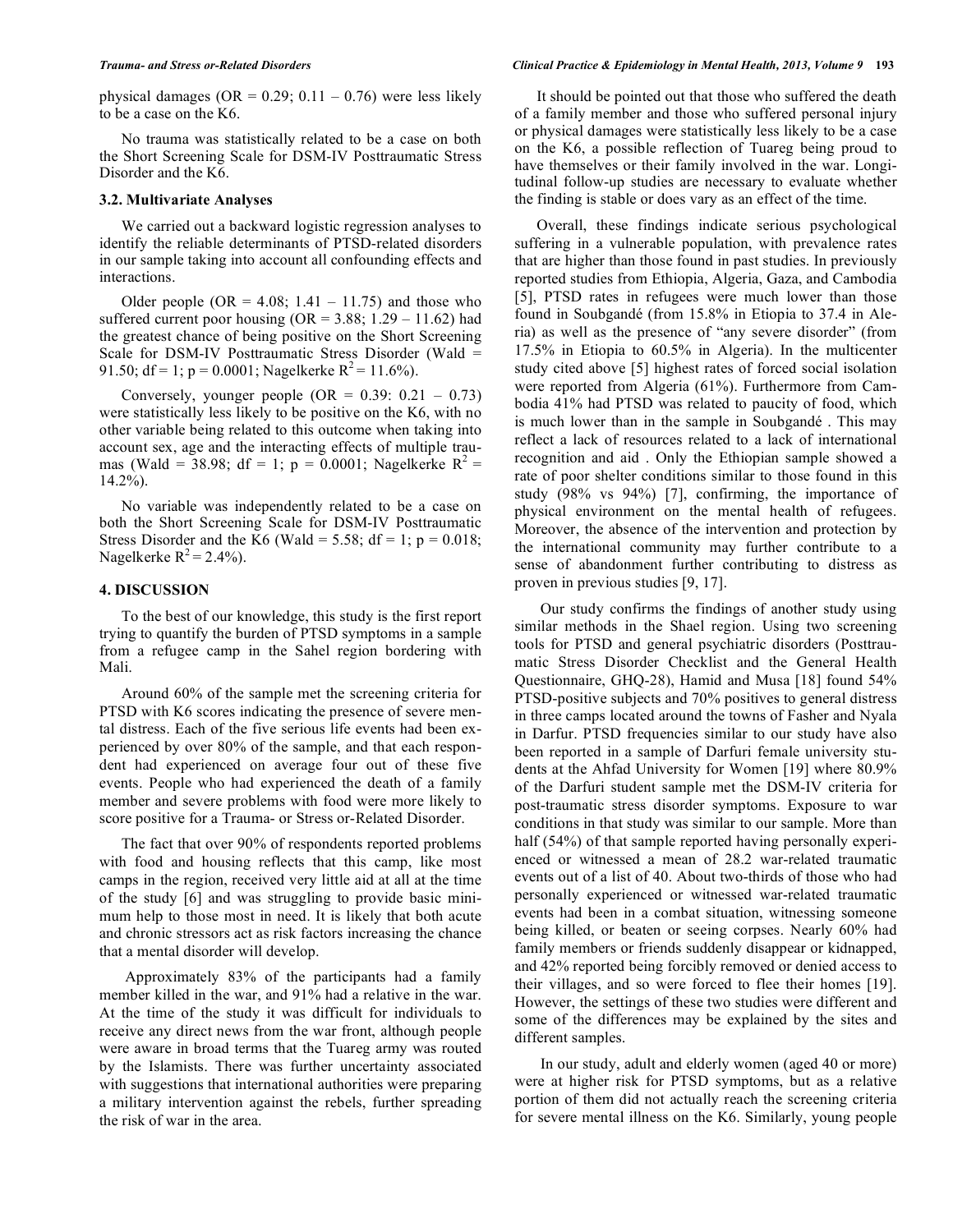physical damages (OR = 0.29; 0.11 – 0.76) were less likely to be a case on the K6.

No trauma was statistically related to be a case on both the Short Screening Scale for DSM-IV Posttraumatic Stress Disorder and the K6.

### 3.2. Multivariate Analyses

We carried out a backward logistic regression analyses to identify the reliable determinants of PTSD-related disorders in our sample taking into account all confounding effects and interactions.

Older people (OR = 4.08; 1.41 – 11.75) and those who suffered current poor housing (OR = 3.88; 1.29 – 11.62) had the greatest chance of being positive on the Short Screening Scale for DSM-IV Posttraumatic Stress Disorder (Wald = 91.50; df = 1; p = 0.0001; Nagelkerke $R^2$ = 11.6%).

Conversely, younger people (OR = 0.39: 0.21 – 0.73) were statistically less likely to be positive on the K6, with no other variable being related to this outcome when taking into account sex, age and the interacting effects of multiple traumas (Wald = 38.98; df = 1; p = 0.0001; Nagelkerke $R^2$ = 14.2%).

No variable was independently related to be a case on both the Short Screening Scale for DSM-IV Posttraumatic Stress Disorder and the K6 (Wald = 5.58; df = 1; p = 0.018; Nagelkerke $R^2$ = 2.4%).

## 4. DISCUSSION

To the best of our knowledge, this study is the first report trying to quantify the burden of PTSD symptoms in a sample from a refugee camp in the Sahel region bordering with Mali.

Around 60% of the sample met the screening criteria for PTSD with K6 scores indicating the presence of severe mental distress. Each of the five serious life events had been experienced by over 80% of the sample, and that each respondent had experienced on average four out of these five events. People who had experienced the death of a family member and severe problems with food were more likely to score positive for a Trauma- or Stress or-Related Disorder.

The fact that over 90% of respondents reported problems with food and housing reflects that this camp, like most camps in the region, received very little aid at all at the time of the study [6] and was struggling to provide basic minimum help to those most in need. It is likely that both acute and chronic stressors act as risk factors increasing the chance that a mental disorder will develop.

Approximately 83% of the participants had a family member killed in the war, and 91% had a relative in the war. At the time of the study it was difficult for individuals to receive any direct news from the war front, although people were aware in broad terms that the Tuareg army was routed by the Islamists. There was further uncertainty associated with suggestions that international authorities were preparing a military intervention against the rebels, further spreading the risk of war in the area.

It should be pointed out that those who suffered the death of a family member and those who suffered personal injury or physical damages were statistically less likely to be a case on the K6, a possible reflection of Tuareg being proud to have themselves or their family involved in the war. Longitudinal follow-up studies are necessary to evaluate whether the finding is stable or does vary as an effect of the time.

Overall, these findings indicate serious psychological suffering in a vulnerable population, with prevalence rates that are higher than those found in past studies. In previously reported studies from Ethiopia, Algeria, Gaza, and Cambodia [5], PTSD rates in refugees were much lower than those found in Soubgandé (from 15.8% in Etiopia to 37.4 in Aleria) as well as the presence of "any severe disorder" (from 17.5% in Etiopia to 60.5% in Algeria). In the multicenter study cited above [5] highest rates of forced social isolation were reported from Algeria (61%). Furthermore from Cambodia 41% had PTSD was related to paucity of food, which is much lower than in the sample in Soubgandé . This may reflect a lack of resources related to a lack of international recognition and aid . Only the Ethiopian sample showed a rate of poor shelter conditions similar to those found in this study (98% vs 94%) [7], confirming, the importance of physical environment on the mental health of refugees. Moreover, the absence of the intervention and protection by the international community may further contribute to a sense of abandonment further contributing to distress as proven in previous studies [9, 17].

Our study confirms the findings of another study using similar methods in the Shael region. Using two screening tools for PTSD and general psychiatric disorders (Posttraumatic Stress Disorder Checklist and the General Health Questionnaire, GHQ-28), Hamid and Musa [18] found 54% PTSD-positive subjects and 70% positives to general distress in three camps located around the towns of Fasher and Nyala in Darfur. PTSD frequencies similar to our study have also been reported in a sample of Darfuri female university students at the Ahfad University for Women [19] where 80.9% of the Darfuri student sample met the DSM-IV criteria for post-traumatic stress disorder symptoms. Exposure to war conditions in that study was similar to our sample. More than half (54%) of that sample reported having personally experienced or witnessed a mean of 28.2 war-related traumatic events out of a list of 40. About two-thirds of those who had personally experienced or witnessed war-related traumatic events had been in a combat situation, witnessing someone being killed, or beaten or seeing corpses. Nearly 60% had family members or friends suddenly disappear or kidnapped, and 42% reported being forcibly removed or denied access to their villages, and so were forced to flee their homes [19]. However, the settings of these two studies were different and some of the differences may be explained by the sites and different samples.

In our study, adult and elderly women (aged 40 or more) were at higher risk for PTSD symptoms, but as a relative portion of them did not actually reach the screening criteria for severe mental illness on the K6. Similarly, young people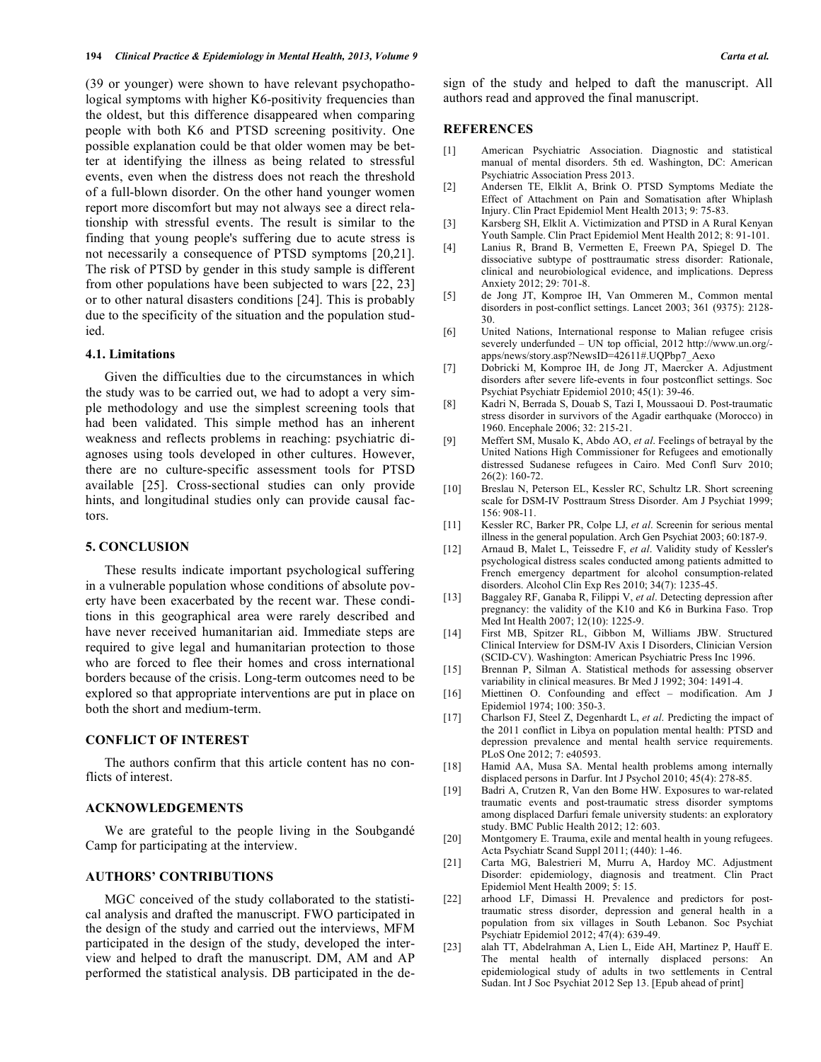(39 or younger) were shown to have relevant psychopathological symptoms with higher K6-positivity frequencies than the oldest, but this difference disappeared when comparing people with both K6 and PTSD screening positivity. One possible explanation could be that older women may be better at identifying the illness as being related to stressful events, even when the distress does not reach the threshold of a full-blown disorder. On the other hand younger women report more discomfort but may not always see a direct relationship with stressful events. The result is similar to the finding that young people's suffering due to acute stress is not necessarily a consequence of PTSD symptoms [20,21]. The risk of PTSD by gender in this study sample is different from other populations have been subjected to wars [22, 23] or to other natural disasters conditions [24]. This is probably due to the specificity of the situation and the population studied.

### 4.1. Limitations

Given the difficulties due to the circumstances in which the study was to be carried out, we had to adopt a very simple methodology and use the simplest screening tools that had been validated. This simple method has an inherent weakness and reflects problems in reaching: psychiatric diagnoses using tools developed in other cultures. However, there are no culture-specific assessment tools for PTSD available [25]. Cross-sectional studies can only provide hints, and longitudinal studies only can provide causal factors.

## 5. CONCLUSION

These results indicate important psychological suffering in a vulnerable population whose conditions of absolute poverty have been exacerbated by the recent war. These conditions in this geographical area were rarely described and have never received humanitarian aid. Immediate steps are required to give legal and humanitarian protection to those who are forced to flee their homes and cross international borders because of the crisis. Long-term outcomes need to be explored so that appropriate interventions are put in place on both the short and medium-term.

## CONFLICT OF INTEREST

The authors confirm that this article content has no conflicts of interest.

## ACKNOWLEDGEMENTS

We are grateful to the people living in the Soubgandé Camp for participating at the interview.

## AUTHORS' CONTRIBUTIONS

MGC conceived of the study collaborated to the statistical analysis and drafted the manuscript. FWO participated in the design of the study and carried out the interviews, MFM participated in the design of the study, developed the interview and helped to draft the manuscript. DM, AM and AP performed the statistical analysis. DB participated in the design of the study and helped to daft the manuscript. All authors read and approved the final manuscript.

## REFERENCES

[1] American Psychiatric Association. Diagnostic and statistical manual of mental disorders. 5th ed. Washington, DC: American Psychiatric Association Press 2013.

[2] Andersen TE, Elklit A, Brink O. PTSD Symptoms Mediate the Effect of Attachment on Pain and Somatisation after Whiplash Injury. Clin Pract Epidemiol Ment Health 2013; 9: 75-83.

[3] Karsberg SH, Elklit A. Victimization and PTSD in A Rural Kenyan Youth Sample. Clin Pract Epidemiol Ment Health 2012; 8: 91-101.

[4] Lanius R, Brand B, Vermetten E, Freewn PA, Spiegel D. The dissociative subtype of posttraumatic stress disorder: Rationale, clinical and neurobiological evidence, and implications. Depress Anxiety 2012; 29: 701-8.

[5] de Jong JT, Komproe IH, Van Ommeren M., Common mental disorders in post-conflict settings. Lancet 2003; 361 (9375): 2128-30.

[6] United Nations, International response to Malian refugee crisis severely underfunded – UN top official, 2012 http://www.un.org/-apps/news/story.asp?NewsID=42611#.UQPbp7_Aexo

[7] Dobricki M, Komproe IH, de Jong JT, Maercker A. Adjustment disorders after severe life-events in four postconflict settings. Soc Psychiat Psychiatr Epidemiol 2010; 45(1): 39-46.

[8] Kadri N, Berrada S, Douab S, Tazi I, Moussaoui D. Post-traumatic stress disorder in survivors of the Agadir earthquake (Morocco) in 1960. Encephale 2006; 32: 215-21.

[9] Meffert SM, Musalo K, Abdo AO, *et al*. Feelings of betrayal by the United Nations High Commissioner for Refugees and emotionally distressed Sudanese refugees in Cairo. Med Confl Surv 2010; 26(2): 160-72.

[10] Breslau N, Peterson EL, Kessler RC, Schultz LR. Short screening scale for DSM-IV Posttraum Stress Disorder. Am J Psychiat 1999; 156: 908-11.

[11] Kessler RC, Barker PR, Colpe LJ, *et al*. Screenin for serious mental illness in the general population. Arch Gen Psychiat 2003; 60:187-9.

[12] Arnaud B, Malet L, Teissedre F, *et al*. Validity study of Kessler's psychological distress scales conducted among patients admitted to French emergency department for alcohol consumption-related disorders. Alcohol Clin Exp Res 2010; 34(7): 1235-45.

[13] Baggaley RF, Ganaba R, Filippi V, *et al*. Detecting depression after pregnancy: the validity of the K10 and K6 in Burkina Faso. Trop Med Int Health 2007; 12(10): 1225-9.

[14] First MB, Spitzer RL, Gibbon M, Williams JBW. Structured Clinical Interview for DSM-IV Axis I Disorders, Clinician Version (SCID-CV). Washington: American Psychiatric Press Inc 1996.

[15] Brennan P, Silman A. Statistical methods for assessing observer variability in clinical measures. Br Med J 1992; 304: 1491-4.

[16] Miettinen O. Confounding and effect – modification. Am J Epidemiol 1974; 100: 350-3.

[17] Charlson FJ, Steel Z, Degenhardt L, *et al*. Predicting the impact of the 2011 conflict in Libya on population mental health: PTSD and depression prevalence and mental health service requirements. PLoS One 2012; 7: e40593.

[18] Hamid AA, Musa SA. Mental health problems among internally displaced persons in Darfur. Int J Psychol 2010; 45(4): 278-85.

[19] Badri A, Crutzen R, Van den Borne HW. Exposures to war-related traumatic events and post-traumatic stress disorder symptoms among displaced Darfuri female university students: an exploratory study. BMC Public Health 2012; 12: 603.

[20] Montgomery E. Trauma, exile and mental health in young refugees. Acta Psychiatr Scand Suppl 2011; (440): 1-46.

[21] Carta MG, Balestrieri M, Murru A, Hardoy MC. Adjustment Disorder: epidemiology, diagnosis and treatment. Clin Pract Epidemiol Ment Health 2009; 5: 15.

[22] arhood LF, Dimassi H. Prevalence and predictors for post-traumatic stress disorder, depression and general health in a population from six villages in South Lebanon. Soc Psychiat Psychiatr Epidemiol 2012; 47(4): 639-49.

[23] alah TT, Abdelrahman A, Lien L, Eide AH, Martinez P, Hauff E. The mental health of internally displaced persons: An epidemiological study of adults in two settlements in Central Sudan. Int J Soc Psychiat 2012 Sep 13. [Epub ahead of print]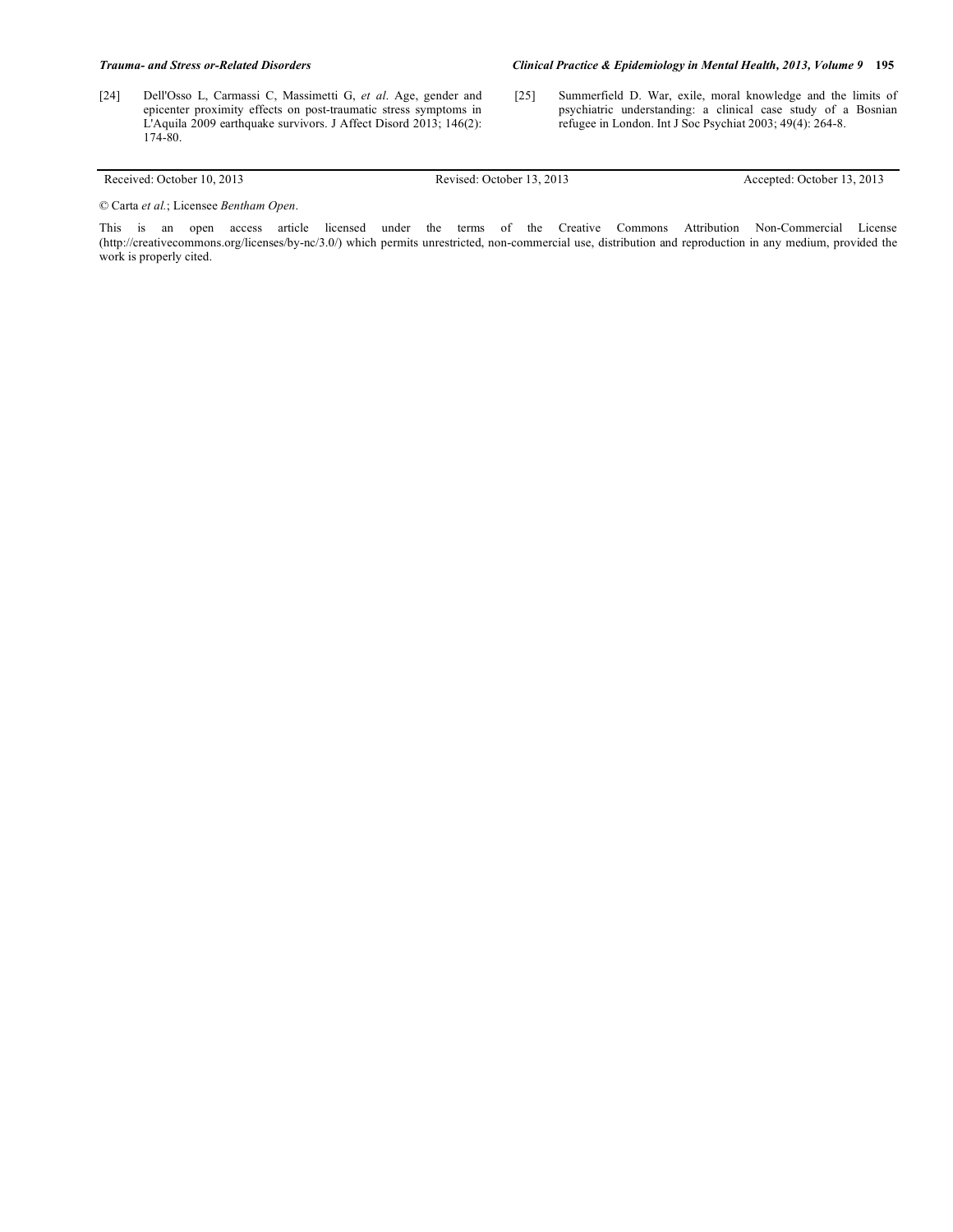[24] Dell'Osso L, Carmassi C, Massimetti G, *et al*. Age, gender and epicenter proximity effects on post-traumatic stress symptoms in L'Aquila 2009 earthquake survivors. J Affect Disord 2013; 146(2): 174-80.

[25] Summerfield D. War, exile, moral knowledge and the limits of psychiatric understanding: a clinical case study of a Bosnian refugee in London. Int J Soc Psychiat 2003; 49(4): 264-8.

Received: October 10, 2013 Revised: October 13, 2013 Accepted: October 13, 2013

© Carta *et al.*; Licensee *Bentham Open*.

This is an open access article licensed under the terms of the Creative Commons Attribution Non-Commercial License (http://creativecommons.org/licenses/by-nc/3.0/) which permits unrestricted, non-commercial use, distribution and reproduction in any medium, provided the work is properly cited.